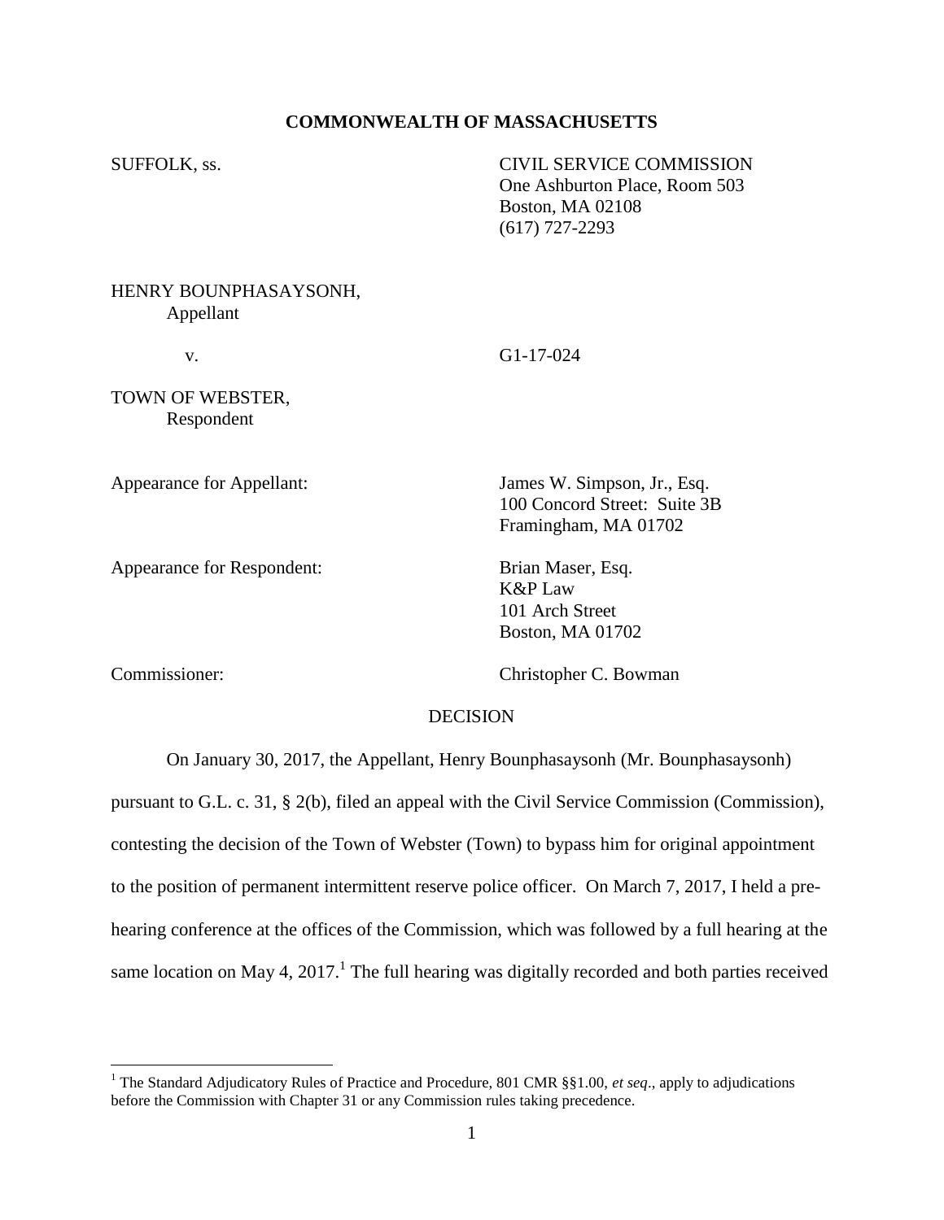**COMMONWEALTH OF MASSACHUSETTS**

SUFFOLK, ss.

CIVIL SERVICE COMMISSION
One Ashburton Place, Room 503
Boston, MA 02108
(617) 727-2293

HENRY BOUNPHASAYSONH,
Appellant

v. G1-17-024

TOWN OF WEBSTER,
Respondent

Appearance for Appellant: James W. Simpson, Jr., Esq.
100 Concord Street: Suite 3B
Framingham, MA 01702

Appearance for Respondent: Brian Maser, Esq.
K&P Law
101 Arch Street
Boston, MA 01702

Commissioner: Christopher C. Bowman

DECISION

On January 30, 2017, the Appellant, Henry Bounphasaysonh (Mr. Bounphasaysonh) pursuant to G.L. c. 31, § 2(b), filed an appeal with the Civil Service Commission (Commission), contesting the decision of the Town of Webster (Town) to bypass him for original appointment to the position of permanent intermittent reserve police officer. On March 7, 2017, I held a pre-hearing conference at the offices of the Commission, which was followed by a full hearing at the same location on May 4, 2017.[1] The full hearing was digitally recorded and both parties received

[1] The Standard Adjudicatory Rules of Practice and Procedure, 801 CMR §§1.00, *et seq*., apply to adjudications before the Commission with Chapter 31 or any Commission rules taking precedence.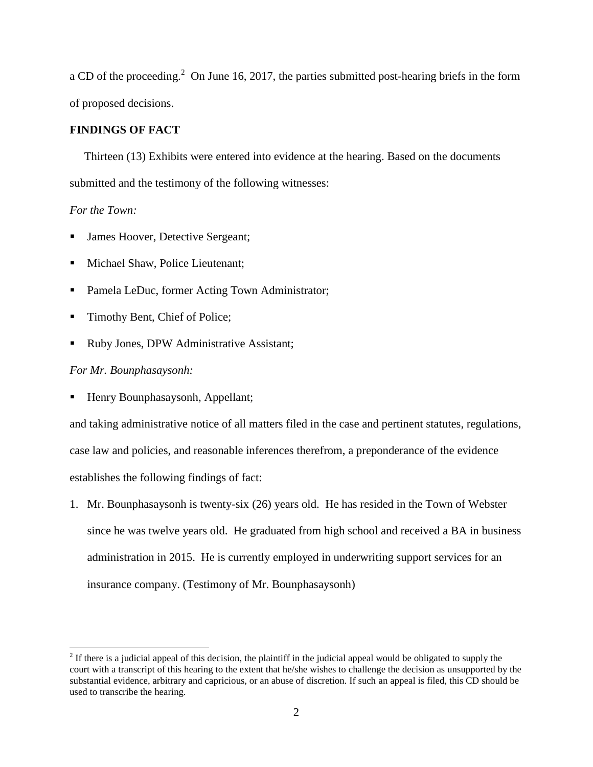a CD of the proceeding.[2] On June 16, 2017, the parties submitted post-hearing briefs in the form of proposed decisions.

**FINDINGS OF FACT**

Thirteen (13) Exhibits were entered into evidence at the hearing. Based on the documents submitted and the testimony of the following witnesses:

*For the Town:*

- James Hoover, Detective Sergeant;
- Michael Shaw, Police Lieutenant;
- Pamela LeDuc, former Acting Town Administrator;
- Timothy Bent, Chief of Police;
- Ruby Jones, DPW Administrative Assistant;

*For Mr. Bounphasaysonh:*

- Henry Bounphasaysonh, Appellant;

and taking administrative notice of all matters filed in the case and pertinent statutes, regulations, case law and policies, and reasonable inferences therefrom, a preponderance of the evidence establishes the following findings of fact:

1. Mr. Bounphasaysonh is twenty-six (26) years old. He has resided in the Town of Webster since he was twelve years old. He graduated from high school and received a BA in business administration in 2015. He is currently employed in underwriting support services for an insurance company. (Testimony of Mr. Bounphasaysonh)

[2] If there is a judicial appeal of this decision, the plaintiff in the judicial appeal would be obligated to supply the court with a transcript of this hearing to the extent that he/she wishes to challenge the decision as unsupported by the substantial evidence, arbitrary and capricious, or an abuse of discretion. If such an appeal is filed, this CD should be used to transcribe the hearing.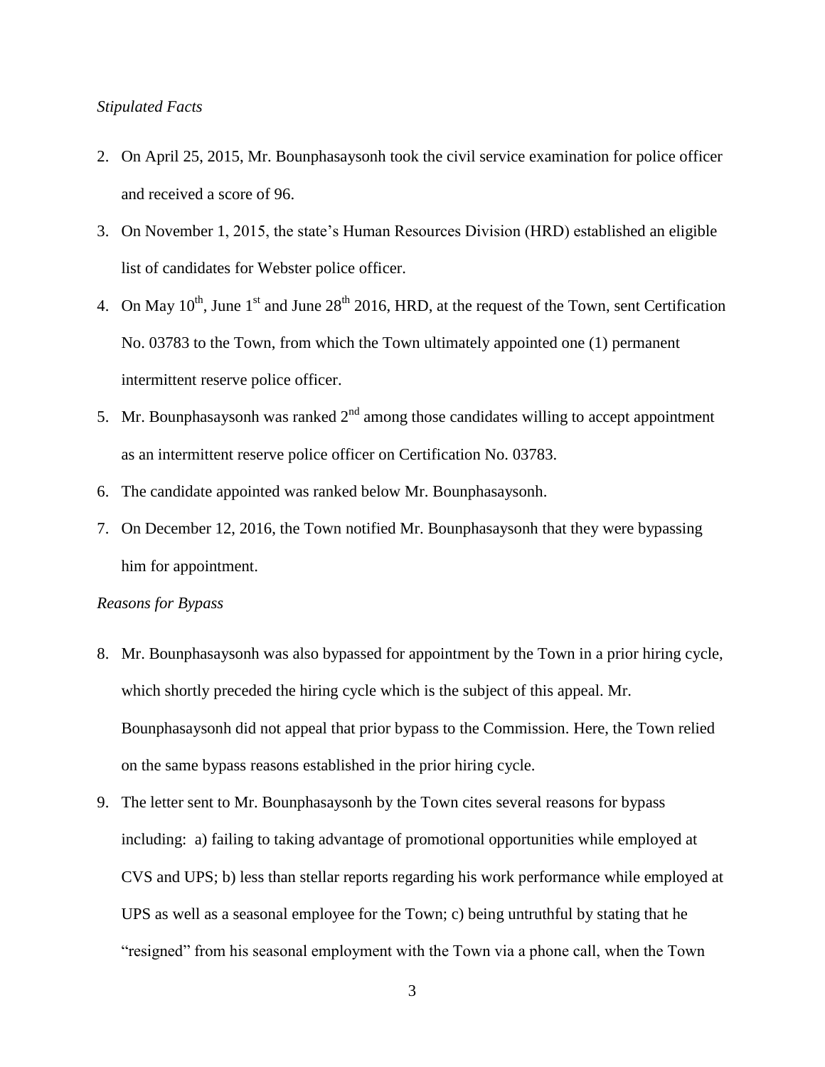*Stipulated Facts*

2. On April 25, 2015, Mr. Bounphasaysonh took the civil service examination for police officer and received a score of 96.
3. On November 1, 2015, the state's Human Resources Division (HRD) established an eligible list of candidates for Webster police officer.
4. On May 10th, June 1st and June 28th 2016, HRD, at the request of the Town, sent Certification No. 03783 to the Town, from which the Town ultimately appointed one (1) permanent intermittent reserve police officer.
5. Mr. Bounphasaysonh was ranked 2nd among those candidates willing to accept appointment as an intermittent reserve police officer on Certification No. 03783.
6. The candidate appointed was ranked below Mr. Bounphasaysonh.
7. On December 12, 2016, the Town notified Mr. Bounphasaysonh that they were bypassing him for appointment.

*Reasons for Bypass*

8. Mr. Bounphasaysonh was also bypassed for appointment by the Town in a prior hiring cycle, which shortly preceded the hiring cycle which is the subject of this appeal. Mr. Bounphasaysonh did not appeal that prior bypass to the Commission. Here, the Town relied on the same bypass reasons established in the prior hiring cycle.
9. The letter sent to Mr. Bounphasaysonh by the Town cites several reasons for bypass including: a) failing to taking advantage of promotional opportunities while employed at CVS and UPS; b) less than stellar reports regarding his work performance while employed at UPS as well as a seasonal employee for the Town; c) being untruthful by stating that he "resigned" from his seasonal employment with the Town via a phone call, when the Town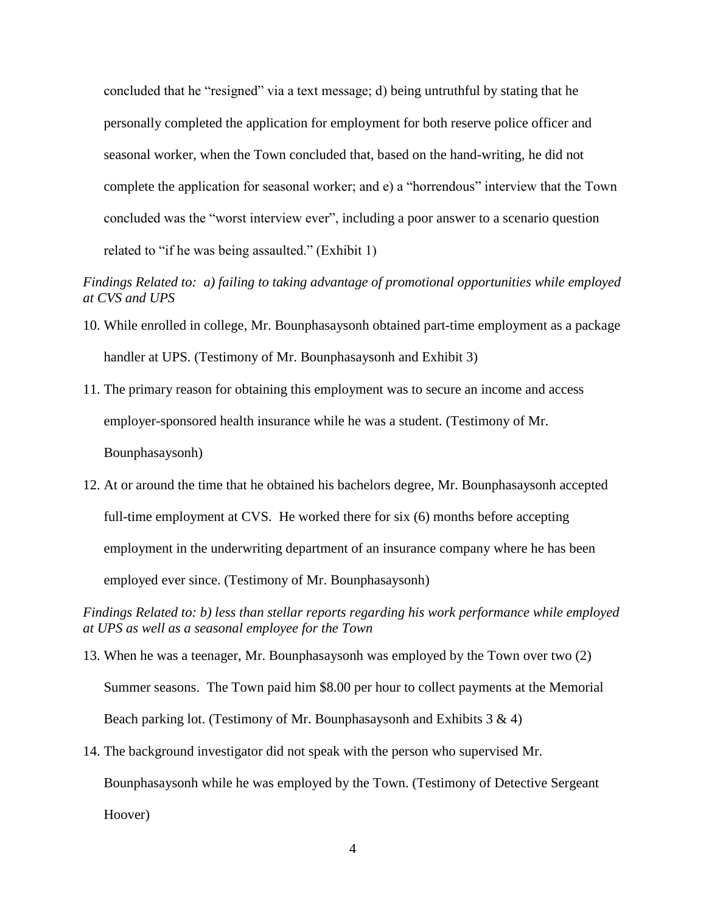concluded that he "resigned" via a text message; d) being untruthful by stating that he personally completed the application for employment for both reserve police officer and seasonal worker, when the Town concluded that, based on the hand-writing, he did not complete the application for seasonal worker; and e) a "horrendous" interview that the Town concluded was the "worst interview ever", including a poor answer to a scenario question related to "if he was being assaulted." (Exhibit 1)

*Findings Related to: a) failing to taking advantage of promotional opportunities while employed at CVS and UPS*

10. While enrolled in college, Mr. Bounphasaysonh obtained part-time employment as a package handler at UPS. (Testimony of Mr. Bounphasaysonh and Exhibit 3)

11. The primary reason for obtaining this employment was to secure an income and access employer-sponsored health insurance while he was a student. (Testimony of Mr. Bounphasaysonh)

12. At or around the time that he obtained his bachelors degree, Mr. Bounphasaysonh accepted full-time employment at CVS. He worked there for six (6) months before accepting employment in the underwriting department of an insurance company where he has been employed ever since. (Testimony of Mr. Bounphasaysonh)

*Findings Related to: b) less than stellar reports regarding his work performance while employed at UPS as well as a seasonal employee for the Town*

13. When he was a teenager, Mr. Bounphasaysonh was employed by the Town over two (2) Summer seasons. The Town paid him $8.00 per hour to collect payments at the Memorial Beach parking lot. (Testimony of Mr. Bounphasaysonh and Exhibits 3 & 4)

14. The background investigator did not speak with the person who supervised Mr. Bounphasaysonh while he was employed by the Town. (Testimony of Detective Sergeant Hoover)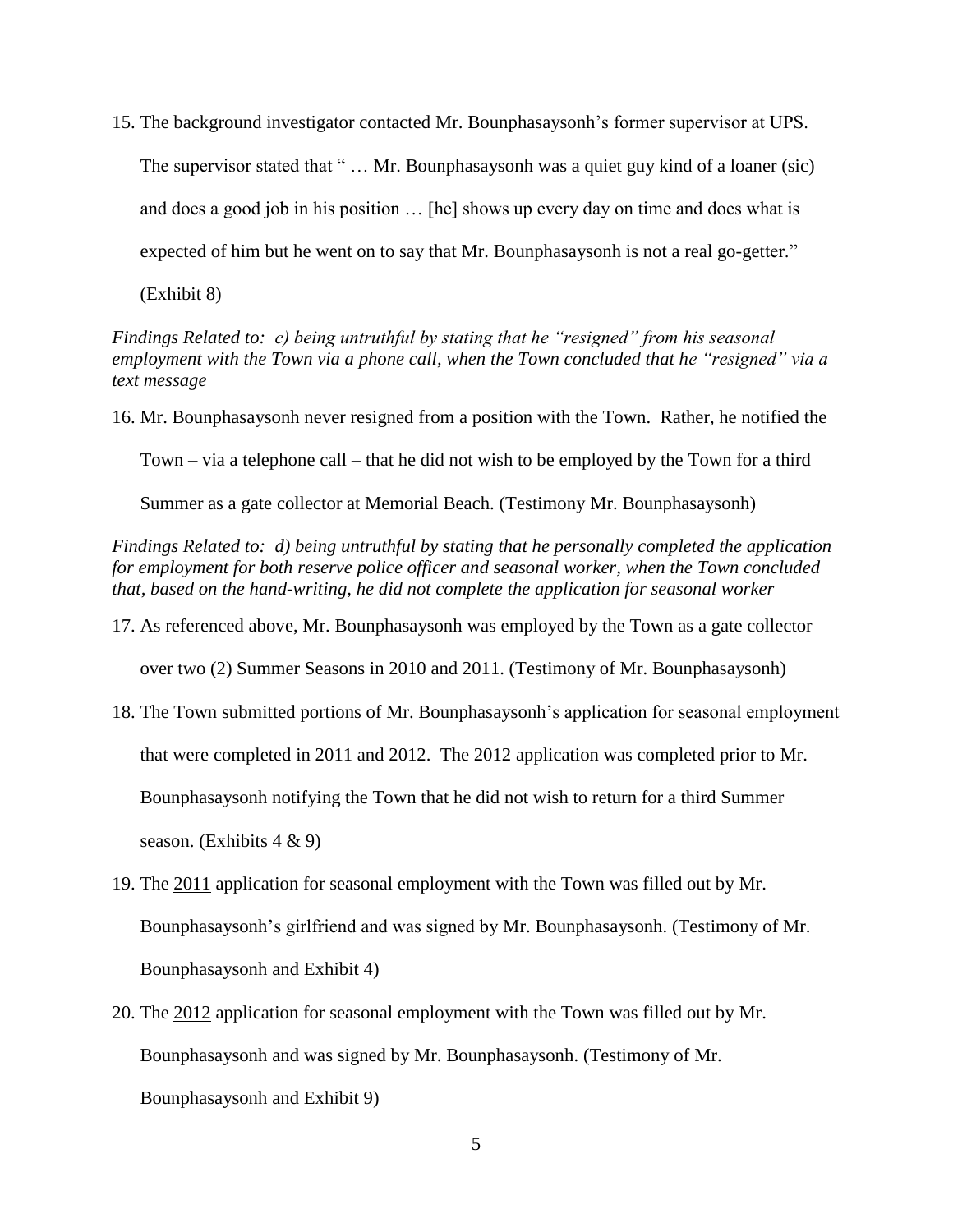15. The background investigator contacted Mr. Bounphasaysonh's former supervisor at UPS. The supervisor stated that " … Mr. Bounphasaysonh was a quiet guy kind of a loaner (sic) and does a good job in his position … [he] shows up every day on time and does what is expected of him but he went on to say that Mr. Bounphasaysonh is not a real go-getter." (Exhibit 8)

*Findings Related to: c) being untruthful by stating that he "resigned" from his seasonal employment with the Town via a phone call, when the Town concluded that he "resigned" via a text message*

16. Mr. Bounphasaysonh never resigned from a position with the Town. Rather, he notified the Town – via a telephone call – that he did not wish to be employed by the Town for a third Summer as a gate collector at Memorial Beach. (Testimony Mr. Bounphasaysonh)

*Findings Related to: d) being untruthful by stating that he personally completed the application for employment for both reserve police officer and seasonal worker, when the Town concluded that, based on the hand-writing, he did not complete the application for seasonal worker*

17. As referenced above, Mr. Bounphasaysonh was employed by the Town as a gate collector over two (2) Summer Seasons in 2010 and 2011. (Testimony of Mr. Bounphasaysonh)

18. The Town submitted portions of Mr. Bounphasaysonh's application for seasonal employment that were completed in 2011 and 2012. The 2012 application was completed prior to Mr. Bounphasaysonh notifying the Town that he did not wish to return for a third Summer season. (Exhibits 4 & 9)

19. The <u>2011</u> application for seasonal employment with the Town was filled out by Mr. Bounphasaysonh's girlfriend and was signed by Mr. Bounphasaysonh. (Testimony of Mr. Bounphasaysonh and Exhibit 4)

20. The <u>2012</u> application for seasonal employment with the Town was filled out by Mr. Bounphasaysonh and was signed by Mr. Bounphasaysonh. (Testimony of Mr. Bounphasaysonh and Exhibit 9)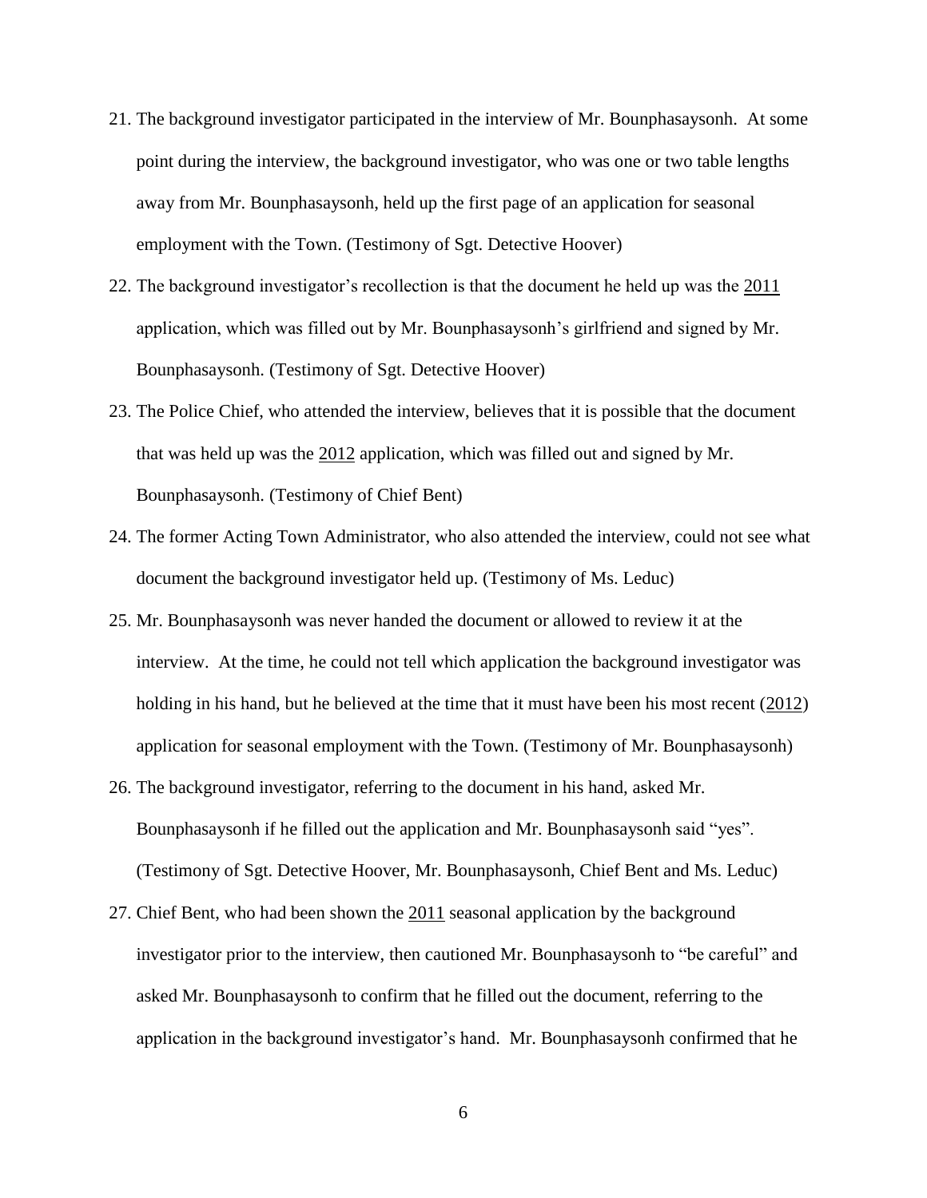21. The background investigator participated in the interview of Mr. Bounphasaysonh. At some point during the interview, the background investigator, who was one or two table lengths away from Mr. Bounphasaysonh, held up the first page of an application for seasonal employment with the Town. (Testimony of Sgt. Detective Hoover)

22. The background investigator's recollection is that the document he held up was the 2011 application, which was filled out by Mr. Bounphasaysonh's girlfriend and signed by Mr. Bounphasaysonh. (Testimony of Sgt. Detective Hoover)

23. The Police Chief, who attended the interview, believes that it is possible that the document that was held up was the 2012 application, which was filled out and signed by Mr. Bounphasaysonh. (Testimony of Chief Bent)

24. The former Acting Town Administrator, who also attended the interview, could not see what document the background investigator held up. (Testimony of Ms. Leduc)

25. Mr. Bounphasaysonh was never handed the document or allowed to review it at the interview. At the time, he could not tell which application the background investigator was holding in his hand, but he believed at the time that it must have been his most recent (2012) application for seasonal employment with the Town. (Testimony of Mr. Bounphasaysonh)

26. The background investigator, referring to the document in his hand, asked Mr. Bounphasaysonh if he filled out the application and Mr. Bounphasaysonh said "yes". (Testimony of Sgt. Detective Hoover, Mr. Bounphasaysonh, Chief Bent and Ms. Leduc)

27. Chief Bent, who had been shown the 2011 seasonal application by the background investigator prior to the interview, then cautioned Mr. Bounphasaysonh to "be careful" and asked Mr. Bounphasaysonh to confirm that he filled out the document, referring to the application in the background investigator's hand. Mr. Bounphasaysonh confirmed that he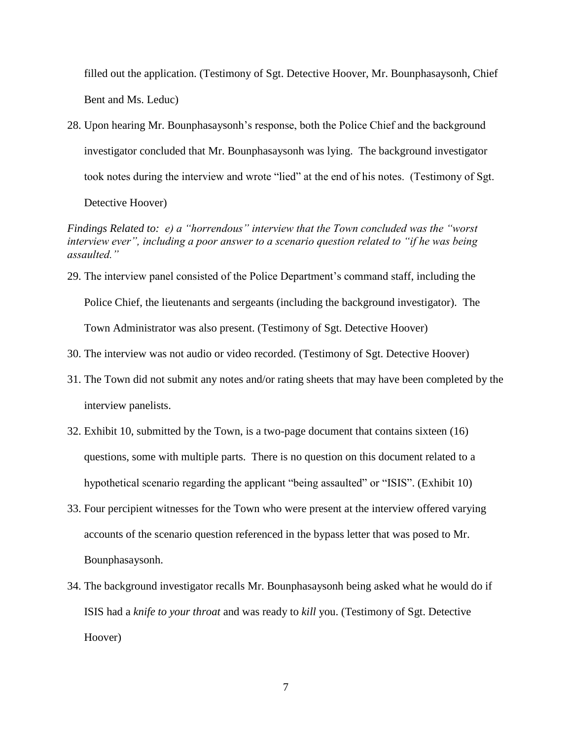filled out the application. (Testimony of Sgt. Detective Hoover, Mr. Bounphasaysonh, Chief Bent and Ms. Leduc)

28. Upon hearing Mr. Bounphasaysonh's response, both the Police Chief and the background investigator concluded that Mr. Bounphasaysonh was lying. The background investigator took notes during the interview and wrote "lied" at the end of his notes. (Testimony of Sgt. Detective Hoover)

*Findings Related to: e) a "horrendous" interview that the Town concluded was the "worst interview ever", including a poor answer to a scenario question related to "if he was being assaulted."*

29. The interview panel consisted of the Police Department's command staff, including the Police Chief, the lieutenants and sergeants (including the background investigator). The Town Administrator was also present. (Testimony of Sgt. Detective Hoover)

30. The interview was not audio or video recorded. (Testimony of Sgt. Detective Hoover)

31. The Town did not submit any notes and/or rating sheets that may have been completed by the interview panelists.

32. Exhibit 10, submitted by the Town, is a two-page document that contains sixteen (16) questions, some with multiple parts. There is no question on this document related to a hypothetical scenario regarding the applicant "being assaulted" or "ISIS". (Exhibit 10)

33. Four percipient witnesses for the Town who were present at the interview offered varying accounts of the scenario question referenced in the bypass letter that was posed to Mr. Bounphasaysonh.

34. The background investigator recalls Mr. Bounphasaysonh being asked what he would do if ISIS had a *knife to your throat* and was ready to *kill* you. (Testimony of Sgt. Detective Hoover)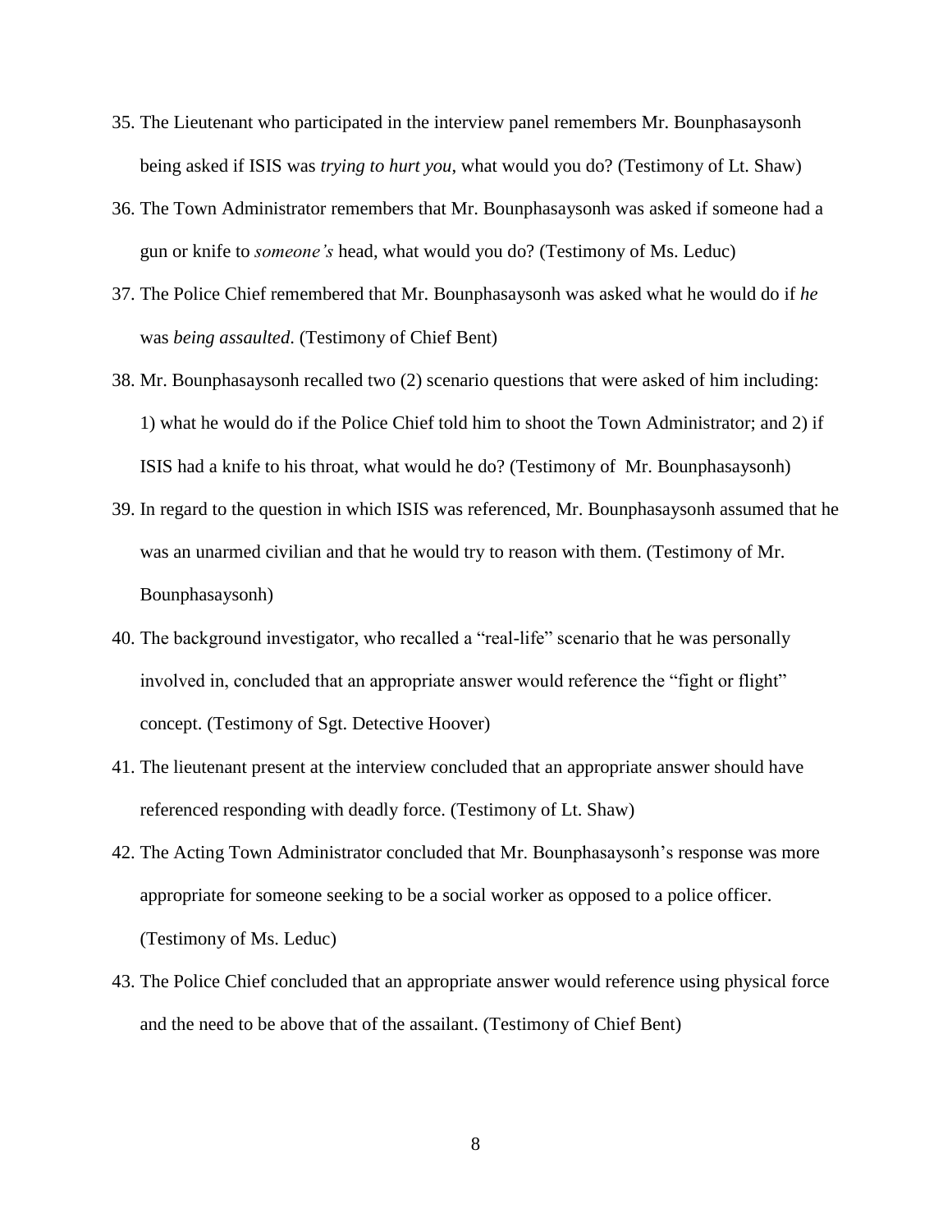35. The Lieutenant who participated in the interview panel remembers Mr. Bounphasaysonh being asked if ISIS was *trying to hurt you*, what would you do? (Testimony of Lt. Shaw)
36. The Town Administrator remembers that Mr. Bounphasaysonh was asked if someone had a gun or knife to *someone's* head, what would you do? (Testimony of Ms. Leduc)
37. The Police Chief remembered that Mr. Bounphasaysonh was asked what he would do if *he* was *being assaulted*. (Testimony of Chief Bent)
38. Mr. Bounphasaysonh recalled two (2) scenario questions that were asked of him including: 1) what he would do if the Police Chief told him to shoot the Town Administrator; and 2) if ISIS had a knife to his throat, what would he do? (Testimony of Mr. Bounphasaysonh)
39. In regard to the question in which ISIS was referenced, Mr. Bounphasaysonh assumed that he was an unarmed civilian and that he would try to reason with them. (Testimony of Mr. Bounphasaysonh)
40. The background investigator, who recalled a "real-life" scenario that he was personally involved in, concluded that an appropriate answer would reference the "fight or flight" concept. (Testimony of Sgt. Detective Hoover)
41. The lieutenant present at the interview concluded that an appropriate answer should have referenced responding with deadly force. (Testimony of Lt. Shaw)
42. The Acting Town Administrator concluded that Mr. Bounphasaysonh's response was more appropriate for someone seeking to be a social worker as opposed to a police officer. (Testimony of Ms. Leduc)
43. The Police Chief concluded that an appropriate answer would reference using physical force and the need to be above that of the assailant. (Testimony of Chief Bent)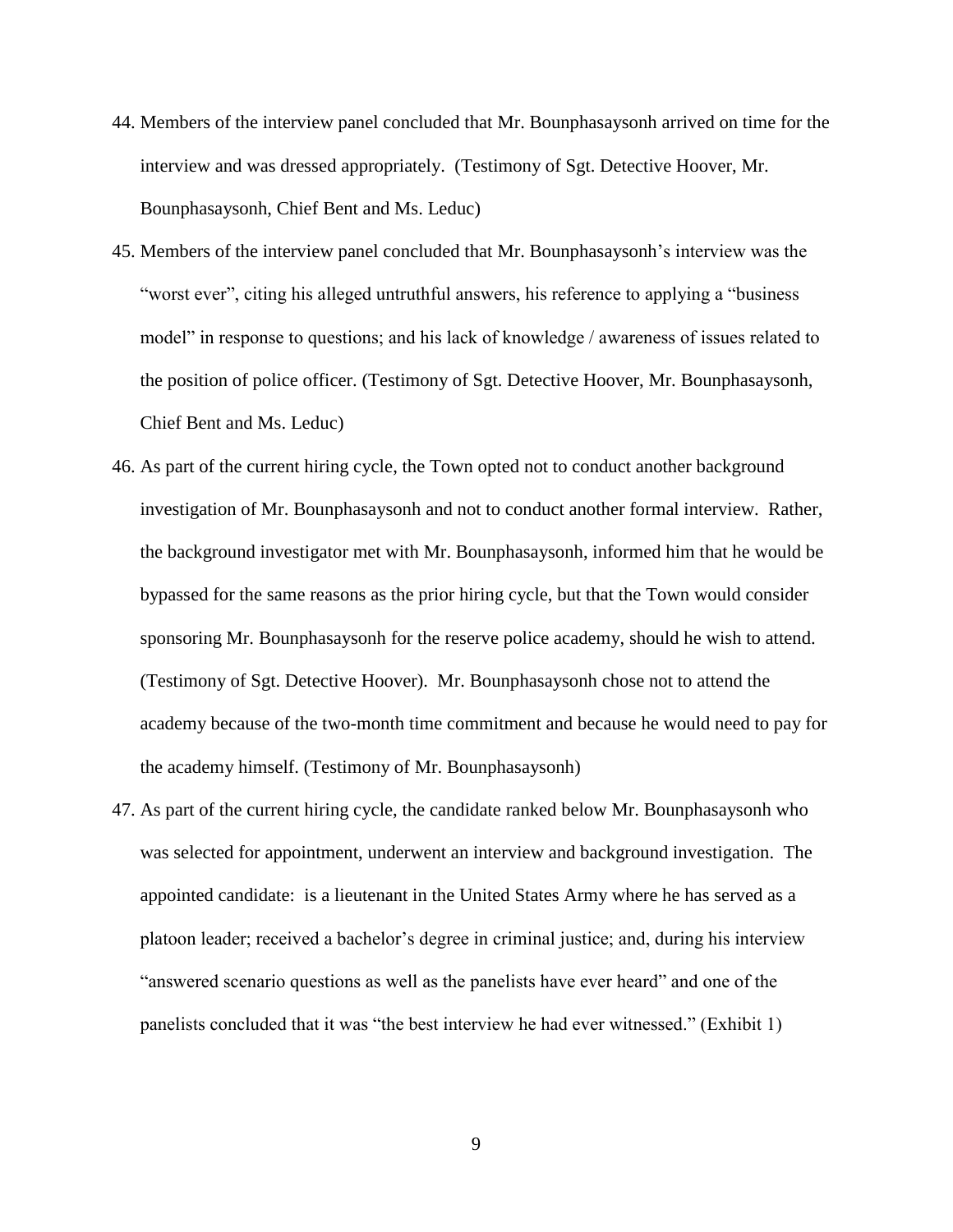44. Members of the interview panel concluded that Mr. Bounphasaysonh arrived on time for the interview and was dressed appropriately. (Testimony of Sgt. Detective Hoover, Mr. Bounphasaysonh, Chief Bent and Ms. Leduc)

45. Members of the interview panel concluded that Mr. Bounphasaysonh's interview was the "worst ever", citing his alleged untruthful answers, his reference to applying a "business model" in response to questions; and his lack of knowledge / awareness of issues related to the position of police officer. (Testimony of Sgt. Detective Hoover, Mr. Bounphasaysonh, Chief Bent and Ms. Leduc)

46. As part of the current hiring cycle, the Town opted not to conduct another background investigation of Mr. Bounphasaysonh and not to conduct another formal interview. Rather, the background investigator met with Mr. Bounphasaysonh, informed him that he would be bypassed for the same reasons as the prior hiring cycle, but that the Town would consider sponsoring Mr. Bounphasaysonh for the reserve police academy, should he wish to attend. (Testimony of Sgt. Detective Hoover). Mr. Bounphasaysonh chose not to attend the academy because of the two-month time commitment and because he would need to pay for the academy himself. (Testimony of Mr. Bounphasaysonh)

47. As part of the current hiring cycle, the candidate ranked below Mr. Bounphasaysonh who was selected for appointment, underwent an interview and background investigation. The appointed candidate: is a lieutenant in the United States Army where he has served as a platoon leader; received a bachelor's degree in criminal justice; and, during his interview "answered scenario questions as well as the panelists have ever heard" and one of the panelists concluded that it was "the best interview he had ever witnessed." (Exhibit 1)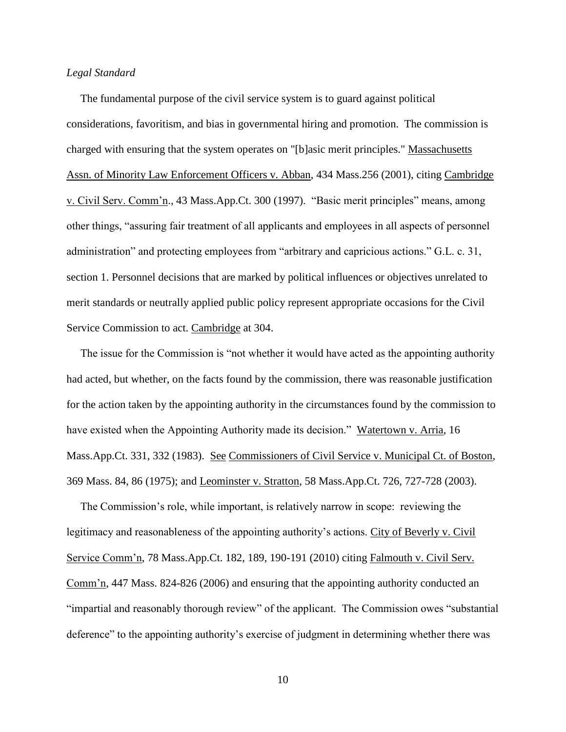*Legal Standard*

The fundamental purpose of the civil service system is to guard against political considerations, favoritism, and bias in governmental hiring and promotion. The commission is charged with ensuring that the system operates on "[b]asic merit principles." Massachusetts Assn. of Minority Law Enforcement Officers v. Abban, 434 Mass.256 (2001), citing Cambridge v. Civil Serv. Comm'n., 43 Mass.App.Ct. 300 (1997). "Basic merit principles" means, among other things, "assuring fair treatment of all applicants and employees in all aspects of personnel administration" and protecting employees from "arbitrary and capricious actions." G.L. c. 31, section 1. Personnel decisions that are marked by political influences or objectives unrelated to merit standards or neutrally applied public policy represent appropriate occasions for the Civil Service Commission to act. Cambridge at 304.

The issue for the Commission is "not whether it would have acted as the appointing authority had acted, but whether, on the facts found by the commission, there was reasonable justification for the action taken by the appointing authority in the circumstances found by the commission to have existed when the Appointing Authority made its decision." Watertown v. Arria, 16 Mass.App.Ct. 331, 332 (1983). See Commissioners of Civil Service v. Municipal Ct. of Boston, 369 Mass. 84, 86 (1975); and Leominster v. Stratton, 58 Mass.App.Ct. 726, 727-728 (2003).

The Commission's role, while important, is relatively narrow in scope: reviewing the legitimacy and reasonableness of the appointing authority's actions. City of Beverly v. Civil Service Comm'n, 78 Mass.App.Ct. 182, 189, 190-191 (2010) citing Falmouth v. Civil Serv. Comm'n, 447 Mass. 824-826 (2006) and ensuring that the appointing authority conducted an "impartial and reasonably thorough review" of the applicant. The Commission owes "substantial deference" to the appointing authority's exercise of judgment in determining whether there was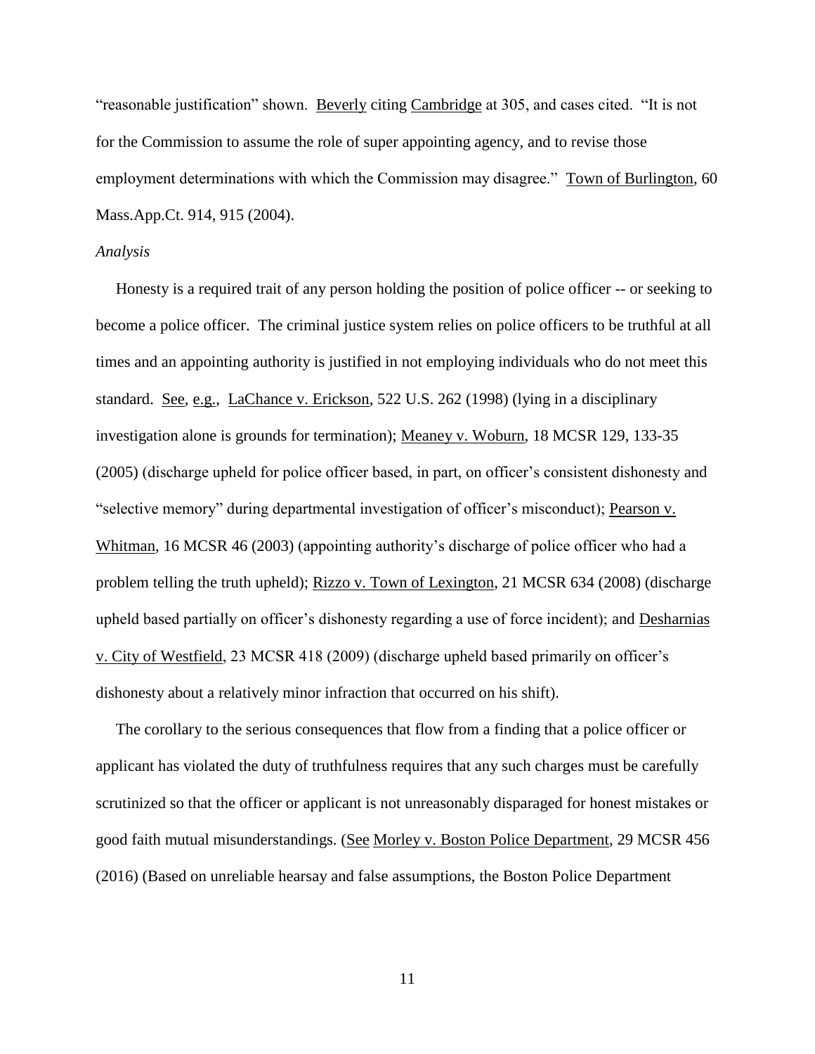"reasonable justification" shown. Beverly citing Cambridge at 305, and cases cited. "It is not for the Commission to assume the role of super appointing agency, and to revise those employment determinations with which the Commission may disagree." Town of Burlington, 60 Mass.App.Ct. 914, 915 (2004).

*Analysis*

Honesty is a required trait of any person holding the position of police officer -- or seeking to become a police officer. The criminal justice system relies on police officers to be truthful at all times and an appointing authority is justified in not employing individuals who do not meet this standard. See, e.g., LaChance v. Erickson, 522 U.S. 262 (1998) (lying in a disciplinary investigation alone is grounds for termination); Meaney v. Woburn, 18 MCSR 129, 133-35 (2005) (discharge upheld for police officer based, in part, on officer's consistent dishonesty and "selective memory" during departmental investigation of officer's misconduct); Pearson v. Whitman, 16 MCSR 46 (2003) (appointing authority's discharge of police officer who had a problem telling the truth upheld); Rizzo v. Town of Lexington, 21 MCSR 634 (2008) (discharge upheld based partially on officer's dishonesty regarding a use of force incident); and Desharnias v. City of Westfield, 23 MCSR 418 (2009) (discharge upheld based primarily on officer's dishonesty about a relatively minor infraction that occurred on his shift).

The corollary to the serious consequences that flow from a finding that a police officer or applicant has violated the duty of truthfulness requires that any such charges must be carefully scrutinized so that the officer or applicant is not unreasonably disparaged for honest mistakes or good faith mutual misunderstandings. (See Morley v. Boston Police Department, 29 MCSR 456 (2016) (Based on unreliable hearsay and false assumptions, the Boston Police Department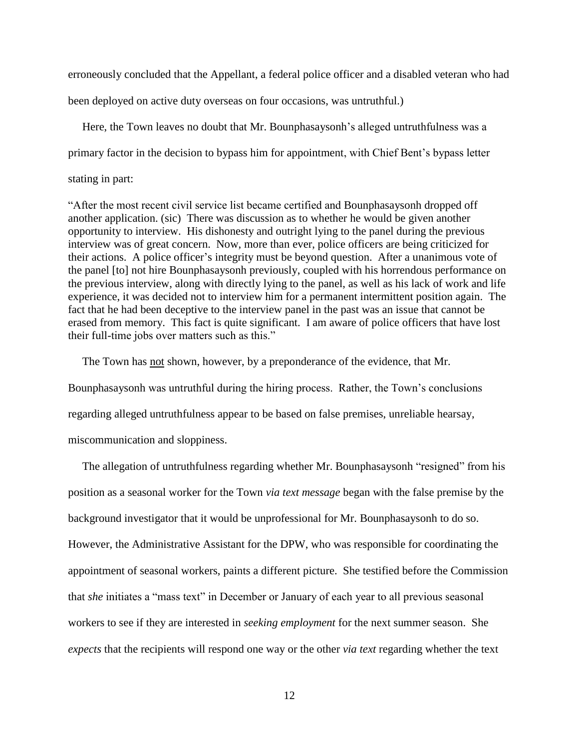erroneously concluded that the Appellant, a federal police officer and a disabled veteran who had been deployed on active duty overseas on four occasions, was untruthful.)

Here, the Town leaves no doubt that Mr. Bounphasaysonh's alleged untruthfulness was a primary factor in the decision to bypass him for appointment, with Chief Bent's bypass letter stating in part:

"After the most recent civil service list became certified and Bounphasaysonh dropped off another application. (sic) There was discussion as to whether he would be given another opportunity to interview. His dishonesty and outright lying to the panel during the previous interview was of great concern. Now, more than ever, police officers are being criticized for their actions. A police officer's integrity must be beyond question. After a unanimous vote of the panel [to] not hire Bounphasaysonh previously, coupled with his horrendous performance on the previous interview, along with directly lying to the panel, as well as his lack of work and life experience, it was decided not to interview him for a permanent intermittent position again. The fact that he had been deceptive to the interview panel in the past was an issue that cannot be erased from memory. This fact is quite significant. I am aware of police officers that have lost their full-time jobs over matters such as this."

The Town has <u>not</u> shown, however, by a preponderance of the evidence, that Mr. Bounphasaysonh was untruthful during the hiring process. Rather, the Town's conclusions regarding alleged untruthfulness appear to be based on false premises, unreliable hearsay, miscommunication and sloppiness.

The allegation of untruthfulness regarding whether Mr. Bounphasaysonh "resigned" from his position as a seasonal worker for the Town *via text message* began with the false premise by the background investigator that it would be unprofessional for Mr. Bounphasaysonh to do so. However, the Administrative Assistant for the DPW, who was responsible for coordinating the appointment of seasonal workers, paints a different picture. She testified before the Commission that *she* initiates a "mass text" in December or January of each year to all previous seasonal workers to see if they are interested in *seeking employment* for the next summer season. She *expects* that the recipients will respond one way or the other *via text* regarding whether the text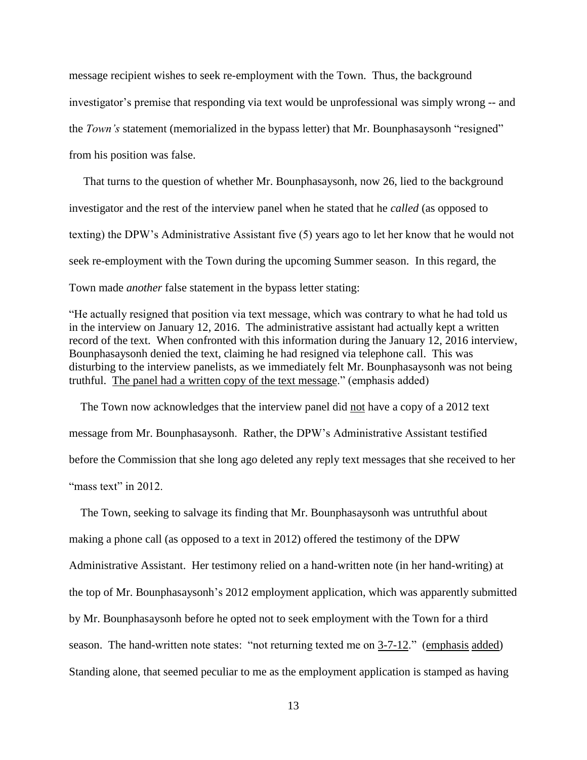message recipient wishes to seek re-employment with the Town. Thus, the background investigator's premise that responding via text would be unprofessional was simply wrong -- and the *Town's* statement (memorialized in the bypass letter) that Mr. Bounphasaysonh "resigned" from his position was false.

That turns to the question of whether Mr. Bounphasaysonh, now 26, lied to the background investigator and the rest of the interview panel when he stated that he *called* (as opposed to texting) the DPW's Administrative Assistant five (5) years ago to let her know that he would not seek re-employment with the Town during the upcoming Summer season. In this regard, the Town made *another* false statement in the bypass letter stating:

"He actually resigned that position via text message, which was contrary to what he had told us in the interview on January 12, 2016. The administrative assistant had actually kept a written record of the text. When confronted with this information during the January 12, 2016 interview, Bounphasaysonh denied the text, claiming he had resigned via telephone call. This was disturbing to the interview panelists, as we immediately felt Mr. Bounphasaysonh was not being truthful. <u>The panel had a written copy of the text message</u>." (emphasis added)

The Town now acknowledges that the interview panel did <u>not</u> have a copy of a 2012 text message from Mr. Bounphasaysonh. Rather, the DPW's Administrative Assistant testified before the Commission that she long ago deleted any reply text messages that she received to her "mass text" in 2012.

The Town, seeking to salvage its finding that Mr. Bounphasaysonh was untruthful about making a phone call (as opposed to a text in 2012) offered the testimony of the DPW Administrative Assistant. Her testimony relied on a hand-written note (in her hand-writing) at the top of Mr. Bounphasaysonh's 2012 employment application, which was apparently submitted by Mr. Bounphasaysonh before he opted not to seek employment with the Town for a third season. The hand-written note states: "not returning texted me on <u>3-7-12</u>." (<u>emphasis added</u>) Standing alone, that seemed peculiar to me as the employment application is stamped as having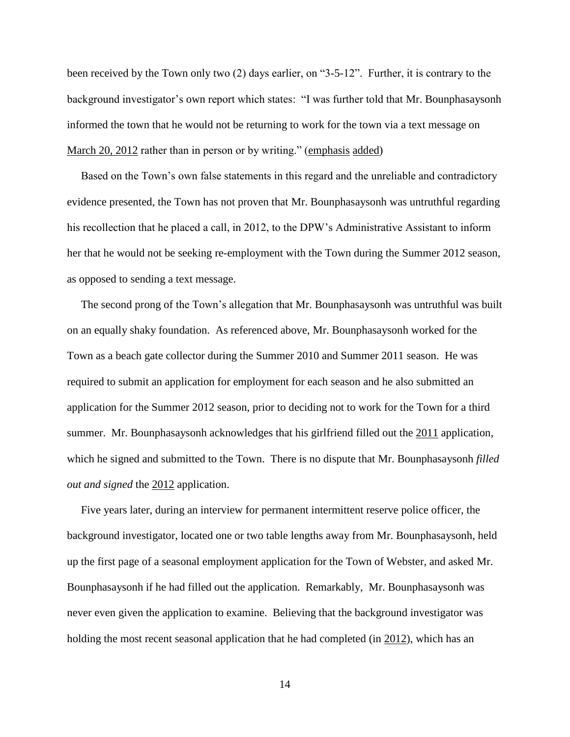been received by the Town only two (2) days earlier, on "3-5-12". Further, it is contrary to the background investigator's own report which states: "I was further told that Mr. Bounphasaysonh informed the town that he would not be returning to work for the town via a text message on <u>March 20, 2012</u> rather than in person or by writing." (<u>emphasis</u> <u>added</u>)

Based on the Town's own false statements in this regard and the unreliable and contradictory evidence presented, the Town has not proven that Mr. Bounphasaysonh was untruthful regarding his recollection that he placed a call, in 2012, to the DPW's Administrative Assistant to inform her that he would not be seeking re-employment with the Town during the Summer 2012 season, as opposed to sending a text message.

The second prong of the Town's allegation that Mr. Bounphasaysonh was untruthful was built on an equally shaky foundation. As referenced above, Mr. Bounphasaysonh worked for the Town as a beach gate collector during the Summer 2010 and Summer 2011 season. He was required to submit an application for employment for each season and he also submitted an application for the Summer 2012 season, prior to deciding not to work for the Town for a third summer. Mr. Bounphasaysonh acknowledges that his girlfriend filled out the <u>2011</u> application, which he signed and submitted to the Town. There is no dispute that Mr. Bounphasaysonh *filled out and signed* the <u>2012</u> application.

Five years later, during an interview for permanent intermittent reserve police officer, the background investigator, located one or two table lengths away from Mr. Bounphasaysonh, held up the first page of a seasonal employment application for the Town of Webster, and asked Mr. Bounphasaysonh if he had filled out the application. Remarkably, Mr. Bounphasaysonh was never even given the application to examine. Believing that the background investigator was holding the most recent seasonal application that he had completed (in <u>2012</u>), which has an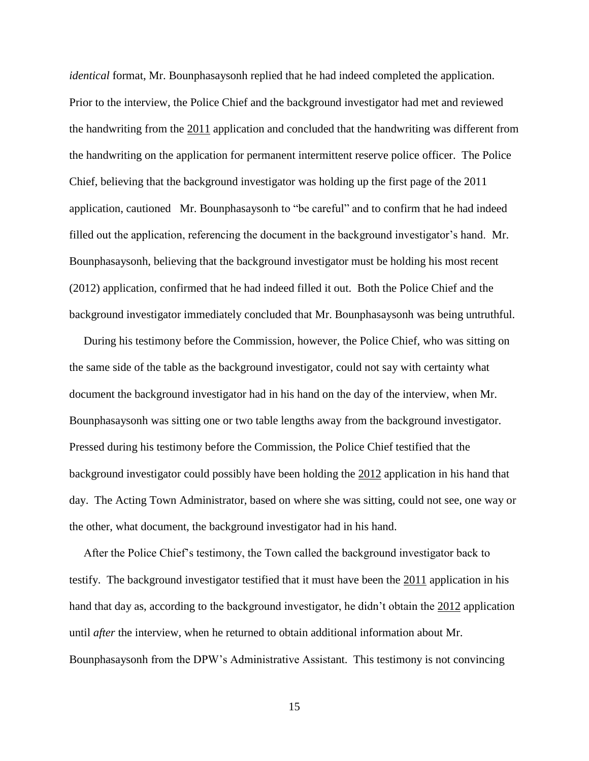*identical* format, Mr. Bounphasaysonh replied that he had indeed completed the application. Prior to the interview, the Police Chief and the background investigator had met and reviewed the handwriting from the 2011 application and concluded that the handwriting was different from the handwriting on the application for permanent intermittent reserve police officer. The Police Chief, believing that the background investigator was holding up the first page of the 2011 application, cautioned Mr. Bounphasaysonh to "be careful" and to confirm that he had indeed filled out the application, referencing the document in the background investigator's hand. Mr. Bounphasaysonh, believing that the background investigator must be holding his most recent (2012) application, confirmed that he had indeed filled it out. Both the Police Chief and the background investigator immediately concluded that Mr. Bounphasaysonh was being untruthful.

During his testimony before the Commission, however, the Police Chief, who was sitting on the same side of the table as the background investigator, could not say with certainty what document the background investigator had in his hand on the day of the interview, when Mr. Bounphasaysonh was sitting one or two table lengths away from the background investigator. Pressed during his testimony before the Commission, the Police Chief testified that the background investigator could possibly have been holding the 2012 application in his hand that day. The Acting Town Administrator, based on where she was sitting, could not see, one way or the other, what document, the background investigator had in his hand.

After the Police Chief's testimony, the Town called the background investigator back to testify. The background investigator testified that it must have been the 2011 application in his hand that day as, according to the background investigator, he didn't obtain the 2012 application until *after* the interview, when he returned to obtain additional information about Mr. Bounphasaysonh from the DPW's Administrative Assistant. This testimony is not convincing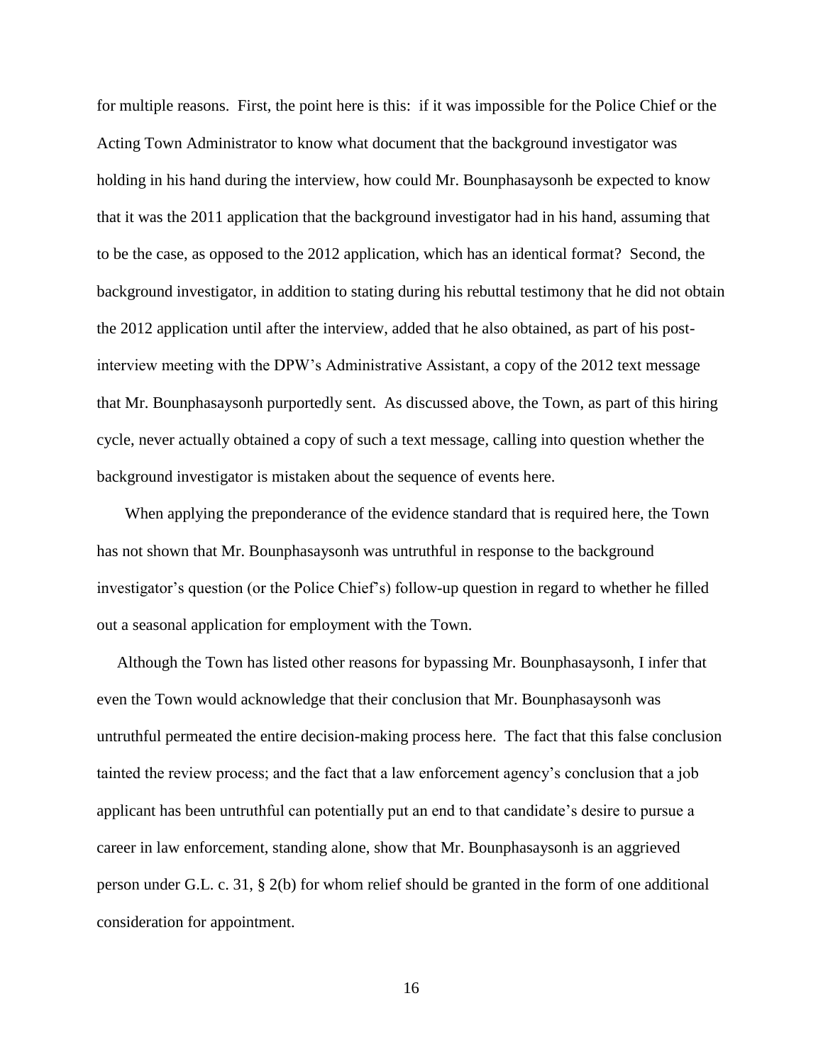for multiple reasons. First, the point here is this: if it was impossible for the Police Chief or the Acting Town Administrator to know what document that the background investigator was holding in his hand during the interview, how could Mr. Bounphasaysonh be expected to know that it was the 2011 application that the background investigator had in his hand, assuming that to be the case, as opposed to the 2012 application, which has an identical format? Second, the background investigator, in addition to stating during his rebuttal testimony that he did not obtain the 2012 application until after the interview, added that he also obtained, as part of his post-interview meeting with the DPW's Administrative Assistant, a copy of the 2012 text message that Mr. Bounphasaysonh purportedly sent. As discussed above, the Town, as part of this hiring cycle, never actually obtained a copy of such a text message, calling into question whether the background investigator is mistaken about the sequence of events here.

When applying the preponderance of the evidence standard that is required here, the Town has not shown that Mr. Bounphasaysonh was untruthful in response to the background investigator's question (or the Police Chief's) follow-up question in regard to whether he filled out a seasonal application for employment with the Town.

Although the Town has listed other reasons for bypassing Mr. Bounphasaysonh, I infer that even the Town would acknowledge that their conclusion that Mr. Bounphasaysonh was untruthful permeated the entire decision-making process here. The fact that this false conclusion tainted the review process; and the fact that a law enforcement agency's conclusion that a job applicant has been untruthful can potentially put an end to that candidate's desire to pursue a career in law enforcement, standing alone, show that Mr. Bounphasaysonh is an aggrieved person under G.L. c. 31, § 2(b) for whom relief should be granted in the form of one additional consideration for appointment.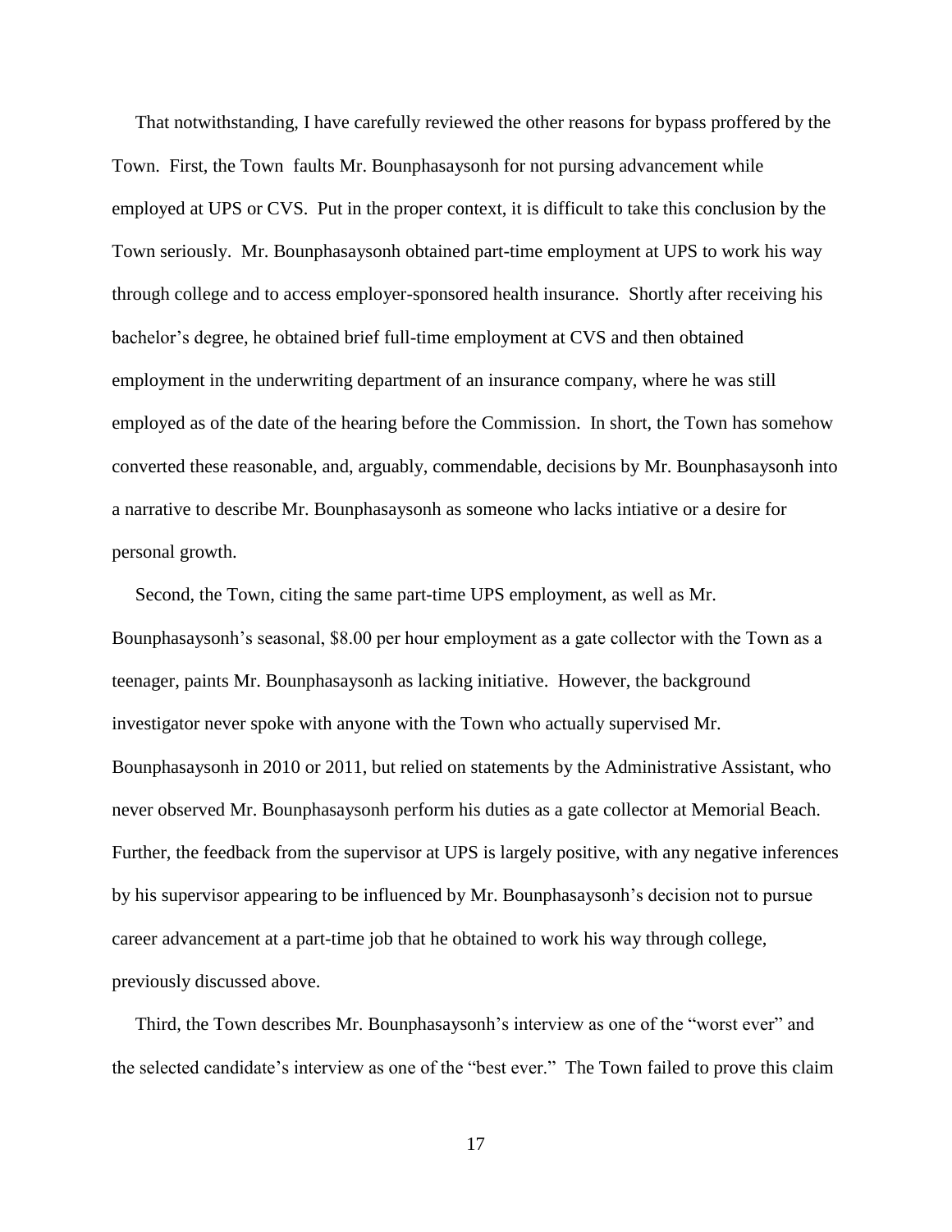That notwithstanding, I have carefully reviewed the other reasons for bypass proffered by the Town. First, the Town faults Mr. Bounphasaysonh for not pursing advancement while employed at UPS or CVS. Put in the proper context, it is difficult to take this conclusion by the Town seriously. Mr. Bounphasaysonh obtained part-time employment at UPS to work his way through college and to access employer-sponsored health insurance. Shortly after receiving his bachelor's degree, he obtained brief full-time employment at CVS and then obtained employment in the underwriting department of an insurance company, where he was still employed as of the date of the hearing before the Commission. In short, the Town has somehow converted these reasonable, and, arguably, commendable, decisions by Mr. Bounphasaysonh into a narrative to describe Mr. Bounphasaysonh as someone who lacks intiative or a desire for personal growth.

Second, the Town, citing the same part-time UPS employment, as well as Mr. Bounphasaysonh's seasonal, $8.00 per hour employment as a gate collector with the Town as a teenager, paints Mr. Bounphasaysonh as lacking initiative. However, the background investigator never spoke with anyone with the Town who actually supervised Mr. Bounphasaysonh in 2010 or 2011, but relied on statements by the Administrative Assistant, who never observed Mr. Bounphasaysonh perform his duties as a gate collector at Memorial Beach. Further, the feedback from the supervisor at UPS is largely positive, with any negative inferences by his supervisor appearing to be influenced by Mr. Bounphasaysonh's decision not to pursue career advancement at a part-time job that he obtained to work his way through college, previously discussed above.

Third, the Town describes Mr. Bounphasaysonh's interview as one of the "worst ever" and the selected candidate's interview as one of the "best ever." The Town failed to prove this claim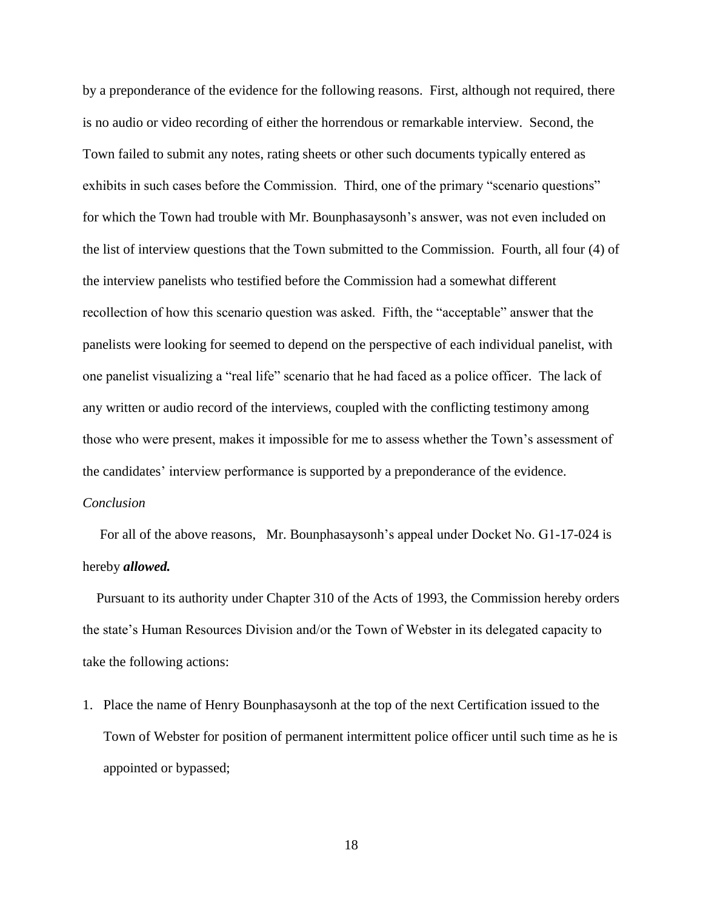by a preponderance of the evidence for the following reasons. First, although not required, there is no audio or video recording of either the horrendous or remarkable interview. Second, the Town failed to submit any notes, rating sheets or other such documents typically entered as exhibits in such cases before the Commission. Third, one of the primary "scenario questions" for which the Town had trouble with Mr. Bounphasaysonh's answer, was not even included on the list of interview questions that the Town submitted to the Commission. Fourth, all four (4) of the interview panelists who testified before the Commission had a somewhat different recollection of how this scenario question was asked. Fifth, the "acceptable" answer that the panelists were looking for seemed to depend on the perspective of each individual panelist, with one panelist visualizing a "real life" scenario that he had faced as a police officer. The lack of any written or audio record of the interviews, coupled with the conflicting testimony among those who were present, makes it impossible for me to assess whether the Town's assessment of the candidates' interview performance is supported by a preponderance of the evidence.

*Conclusion*

For all of the above reasons, Mr. Bounphasaysonh's appeal under Docket No. G1-17-024 is hereby ***allowed.***

Pursuant to its authority under Chapter 310 of the Acts of 1993, the Commission hereby orders the state's Human Resources Division and/or the Town of Webster in its delegated capacity to take the following actions:

1. Place the name of Henry Bounphasaysonh at the top of the next Certification issued to the Town of Webster for position of permanent intermittent police officer until such time as he is appointed or bypassed;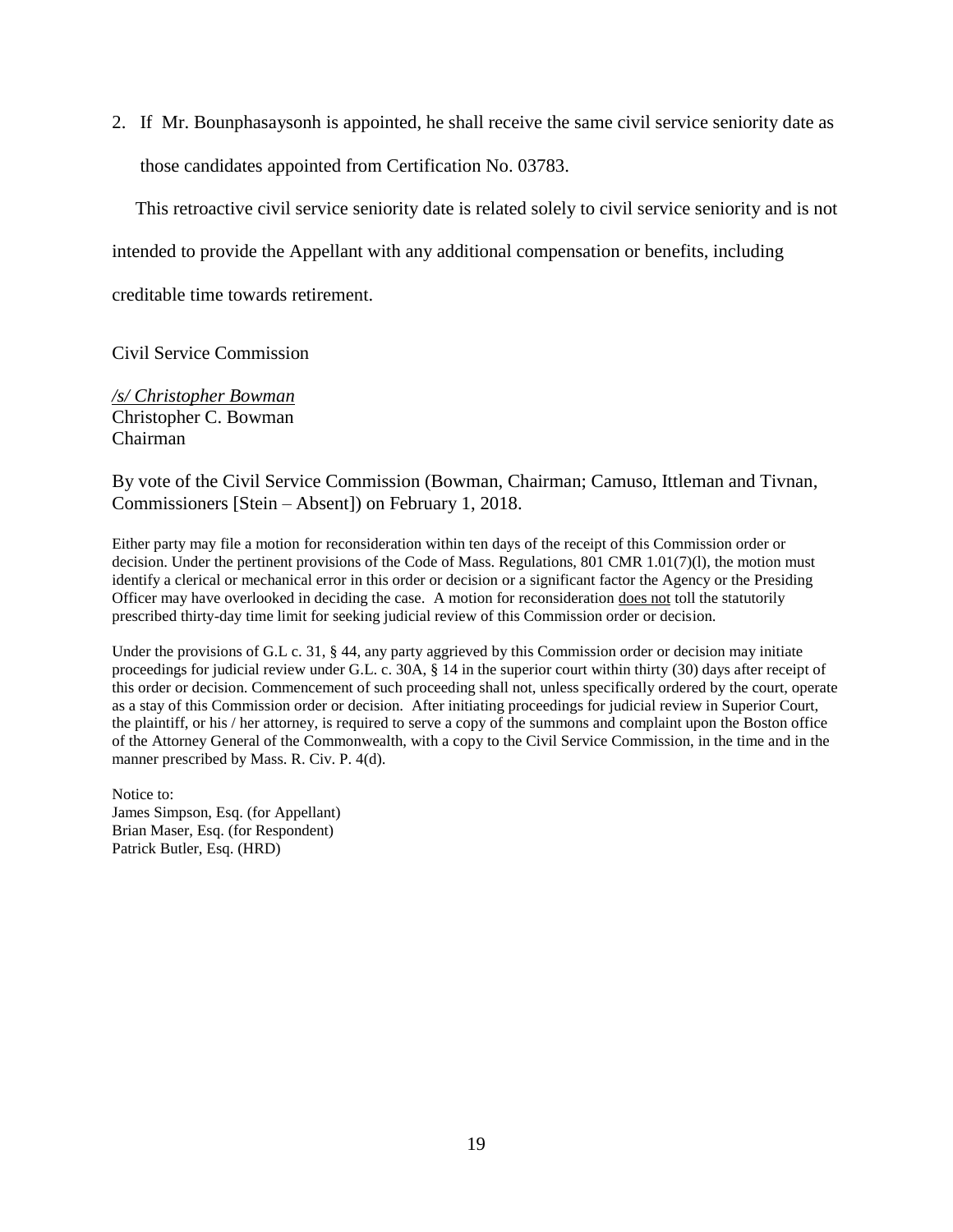2. If Mr. Bounphasaysonh is appointed, he shall receive the same civil service seniority date as those candidates appointed from Certification No. 03783.

This retroactive civil service seniority date is related solely to civil service seniority and is not intended to provide the Appellant with any additional compensation or benefits, including creditable time towards retirement.

Civil Service Commission

*/s/ Christopher Bowman*
Christopher C. Bowman
Chairman

By vote of the Civil Service Commission (Bowman, Chairman; Camuso, Ittleman and Tivnan, Commissioners [Stein – Absent]) on February 1, 2018.

Either party may file a motion for reconsideration within ten days of the receipt of this Commission order or decision. Under the pertinent provisions of the Code of Mass. Regulations, 801 CMR 1.01(7)(l), the motion must identify a clerical or mechanical error in this order or decision or a significant factor the Agency or the Presiding Officer may have overlooked in deciding the case. A motion for reconsideration does not toll the statutorily prescribed thirty-day time limit for seeking judicial review of this Commission order or decision.

Under the provisions of G.L c. 31, § 44, any party aggrieved by this Commission order or decision may initiate proceedings for judicial review under G.L. c. 30A, § 14 in the superior court within thirty (30) days after receipt of this order or decision. Commencement of such proceeding shall not, unless specifically ordered by the court, operate as a stay of this Commission order or decision. After initiating proceedings for judicial review in Superior Court, the plaintiff, or his / her attorney, is required to serve a copy of the summons and complaint upon the Boston office of the Attorney General of the Commonwealth, with a copy to the Civil Service Commission, in the time and in the manner prescribed by Mass. R. Civ. P. 4(d).

Notice to:
James Simpson, Esq. (for Appellant)
Brian Maser, Esq. (for Respondent)
Patrick Butler, Esq. (HRD)